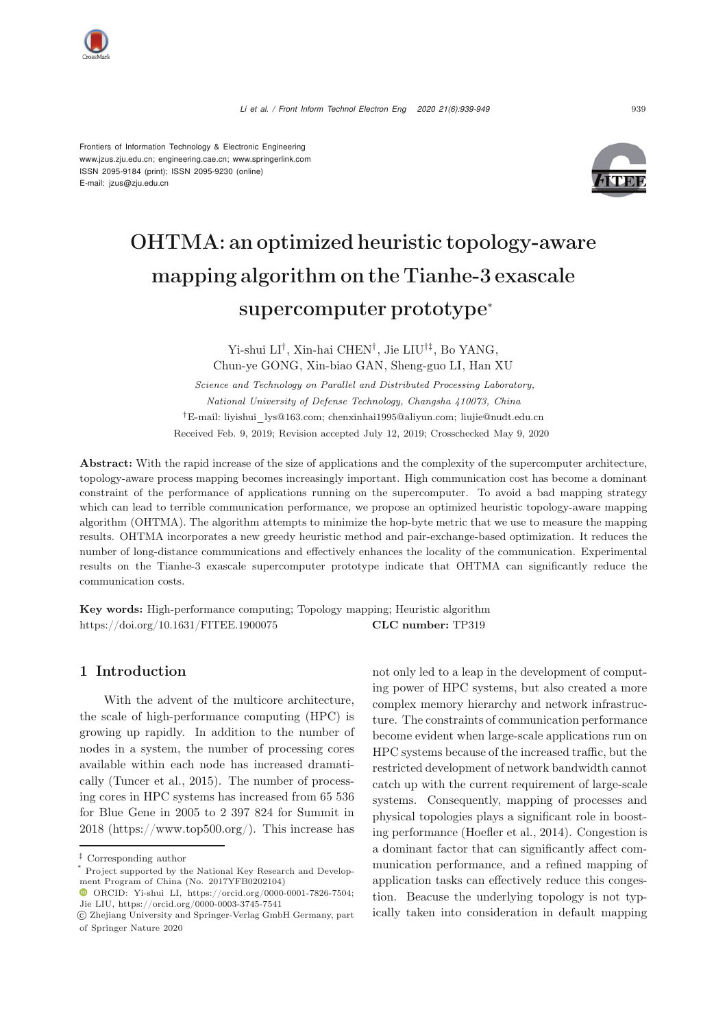Frontiers of Information Technology & Electronic Engineering
www.jzus.zju.edu.cn; engineering.cae.cn; www.springerlink.com
ISSN 2095-9184 (print); ISSN 2095-9230 (online)
E-mail: jzus@zju.edu.cn

# OHTMA: an optimized heuristic topology-aware mapping algorithm on the Tianhe-3 exascale supercomputer prototype*

Yi-shui LI†, Xin-hai CHEN†, Jie LIU†‡, Bo YANG, Chun-ye GONG, Xin-biao GAN, Sheng-guo LI, Han XU

*Science and Technology on Parallel and Distributed Processing Laboratory, National University of Defense Technology, Changsha 410073, China*

†E-mail: liyishui_lys@163.com; chenxinhai1995@aliyun.com; liujie@nudt.edu.cn

Received Feb. 9, 2019; Revision accepted July 12, 2019; Crosschecked May 9, 2020

**Abstract:** With the rapid increase of the size of applications and the complexity of the supercomputer architecture, topology-aware process mapping becomes increasingly important. High communication cost has become a dominant constraint of the performance of applications running on the supercomputer. To avoid a bad mapping strategy which can lead to terrible communication performance, we propose an optimized heuristic topology-aware mapping algorithm (OHTMA). The algorithm attempts to minimize the hop-byte metric that we use to measure the mapping results. OHTMA incorporates a new greedy heuristic method and pair-exchange-based optimization. It reduces the number of long-distance communications and effectively enhances the locality of the communication. Experimental results on the Tianhe-3 exascale supercomputer prototype indicate that OHTMA can significantly reduce the communication costs.

**Key words:** High-performance computing; Topology mapping; Heuristic algorithm
https://doi.org/10.1631/FITEE.1900075 **CLC number:** TP319

## 1 Introduction

With the advent of the multicore architecture, the scale of high-performance computing (HPC) is growing up rapidly. In addition to the number of nodes in a system, the number of processing cores available within each node has increased dramatically (Tuncer et al., 2015). The number of processing cores in HPC systems has increased from 65 536 for Blue Gene in 2005 to 2 397 824 for Summit in 2018 (https://www.top500.org/). This increase has not only led to a leap in the development of computing power of HPC systems, but also created a more complex memory hierarchy and network infrastructure. The constraints of communication performance become evident when large-scale applications run on HPC systems because of the increased traffic, but the restricted development of network bandwidth cannot catch up with the current requirement of large-scale systems. Consequently, mapping of processes and physical topologies plays a significant role in boosting performance (Hoefler et al., 2014). Congestion is a dominant factor that can significantly affect communication performance, and a refined mapping of application tasks can effectively reduce this congestion. Beacuse the underlying topology is not typically taken into consideration in default mapping

‡ Corresponding author

* Project supported by the National Key Research and Development Program of China (No. 2017YFB0202104)

ORCID: Yi-shui LI, https://orcid.org/0000-0001-7826-7504; Jie LIU, https://orcid.org/0000-0003-3745-7541

© Zhejiang University and Springer-Verlag GmbH Germany, part of Springer Nature 2020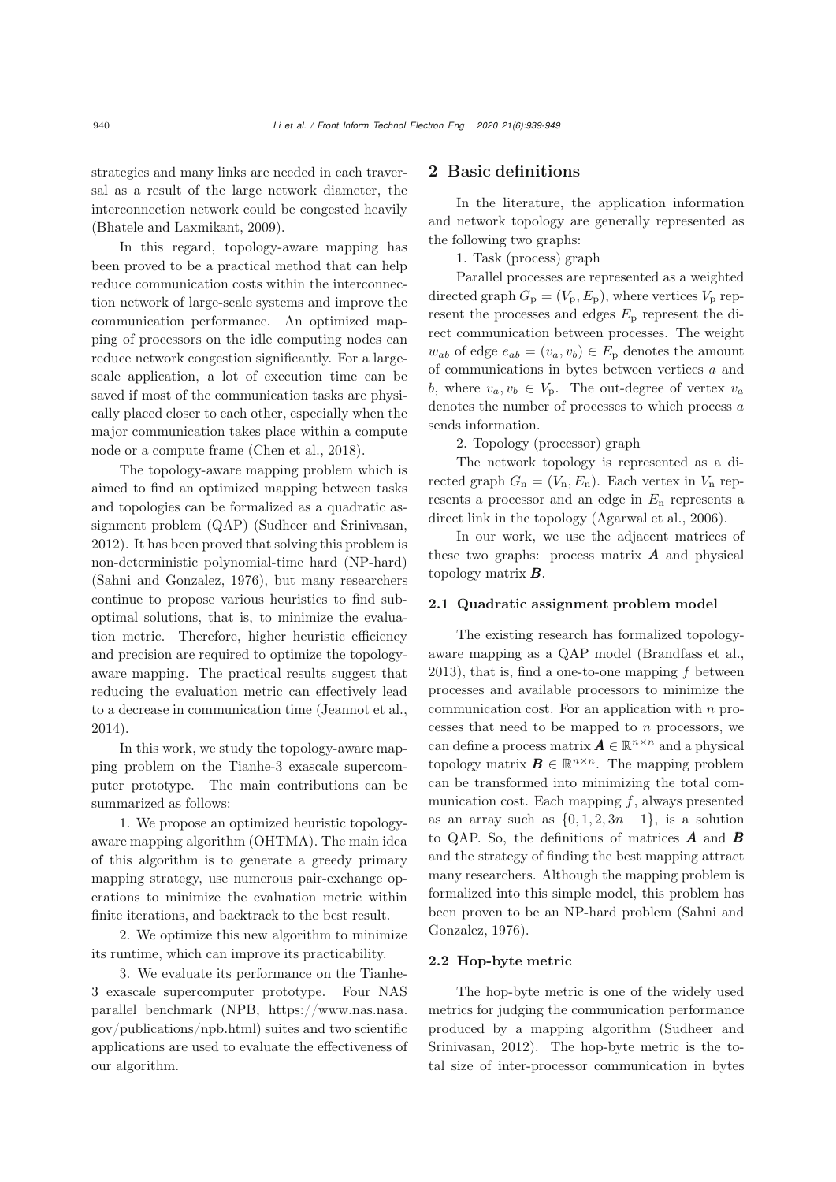strategies and many links are needed in each traversal as a result of the large network diameter, the interconnection network could be congested heavily (Bhatele and Laxmikant, 2009).

In this regard, topology-aware mapping has been proved to be a practical method that can help reduce communication costs within the interconnection network of large-scale systems and improve the communication performance. An optimized mapping of processors on the idle computing nodes can reduce network congestion significantly. For a large-scale application, a lot of execution time can be saved if most of the communication tasks are physically placed closer to each other, especially when the major communication takes place within a compute node or a compute frame (Chen et al., 2018).

The topology-aware mapping problem which is aimed to find an optimized mapping between tasks and topologies can be formalized as a quadratic assignment problem (QAP) (Sudheer and Srinivasan, 2012). It has been proved that solving this problem is non-deterministic polynomial-time hard (NP-hard) (Sahni and Gonzalez, 1976), but many researchers continue to propose various heuristics to find sub-optimal solutions, that is, to minimize the evaluation metric. Therefore, higher heuristic efficiency and precision are required to optimize the topology-aware mapping. The practical results suggest that reducing the evaluation metric can effectively lead to a decrease in communication time (Jeannot et al., 2014).

In this work, we study the topology-aware mapping problem on the Tianhe-3 exascale supercomputer prototype. The main contributions can be summarized as follows:

1. We propose an optimized heuristic topology-aware mapping algorithm (OHTMA). The main idea of this algorithm is to generate a greedy primary mapping strategy, use numerous pair-exchange operations to minimize the evaluation metric within finite iterations, and backtrack to the best result.

2. We optimize this new algorithm to minimize its runtime, which can improve its practicability.

3. We evaluate its performance on the Tianhe-3 exascale supercomputer prototype. Four NAS parallel benchmark (NPB, https://www.nas.nasa.gov/publications/npb.html) suites and two scientific applications are used to evaluate the effectiveness of our algorithm.

## 2 Basic definitions

In the literature, the application information and network topology are generally represented as the following two graphs:

1. Task (process) graph

Parallel processes are represented as a weighted directed graph $G_{\mathrm{p}} = (V_{\mathrm{p}}, E_{\mathrm{p}})$, where vertices $V_{\mathrm{p}}$ represent the processes and edges $E_{\mathrm{p}}$ represent the direct communication between processes. The weight $w_{ab}$ of edge $e_{ab} = (v_a, v_b) \in E_{\mathrm{p}}$ denotes the amount of communications in bytes between vertices $a$ and $b$, where $v_a, v_b \in V_{\mathrm{p}}$. The out-degree of vertex $v_a$ denotes the number of processes to which process $a$ sends information.

2. Topology (processor) graph

The network topology is represented as a directed graph $G_{\mathrm{n}} = (V_{\mathrm{n}}, E_{\mathrm{n}})$. Each vertex in $V_{\mathrm{n}}$ represents a processor and an edge in $E_{\mathrm{n}}$ represents a direct link in the topology (Agarwal et al., 2006).

In our work, we use the adjacent matrices of these two graphs: process matrix $\boldsymbol{A}$ and physical topology matrix $\boldsymbol{B}$.

### 2.1 Quadratic assignment problem model

The existing research has formalized topology-aware mapping as a QAP model (Brandfass et al., 2013), that is, find a one-to-one mapping $f$ between processes and available processors to minimize the communication cost. For an application with $n$ processes that need to be mapped to $n$ processors, we can define a process matrix $\boldsymbol{A} \in \mathbb{R}^{n \times n}$ and a physical topology matrix $\boldsymbol{B} \in \mathbb{R}^{n \times n}$. The mapping problem can be transformed into minimizing the total communication cost. Each mapping $f$, always presented as an array such as $\{0, 1, 2, 3n-1\}$, is a solution to QAP. So, the definitions of matrices $\boldsymbol{A}$ and $\boldsymbol{B}$ and the strategy of finding the best mapping attract many researchers. Although the mapping problem is formalized into this simple model, this problem has been proven to be an NP-hard problem (Sahni and Gonzalez, 1976).

### 2.2 Hop-byte metric

The hop-byte metric is one of the widely used metrics for judging the communication performance produced by a mapping algorithm (Sudheer and Srinivasan, 2012). The hop-byte metric is the total size of inter-processor communication in bytes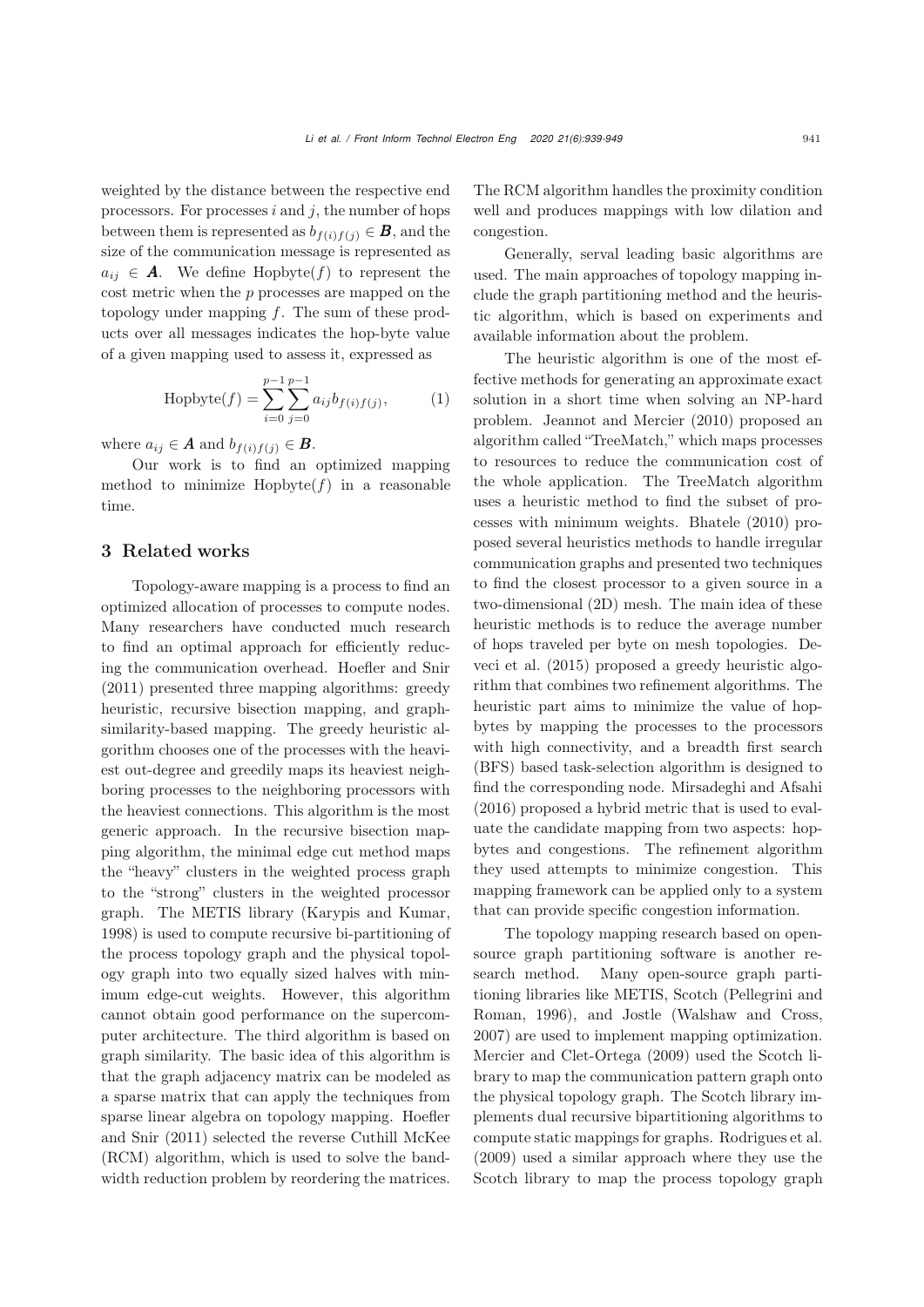weighted by the distance between the respective end processors. For processes $i$ and $j$, the number of hops between them is represented as $b_{f(i)f(j)} \in \boldsymbol{B}$, and the size of the communication message is represented as $a_{ij} \in \boldsymbol{A}$. We define Hopbyte($f$) to represent the cost metric when the $p$ processes are mapped on the topology under mapping $f$. The sum of these products over all messages indicates the hop-byte value of a given mapping used to assess it, expressed as

$$\text{Hopbyte}(f) = \sum_{i=0}^{p-1}\sum_{j=0}^{p-1} a_{ij} b_{f(i)f(j)}, \tag{1}$$

where $a_{ij} \in \boldsymbol{A}$ and $b_{f(i)f(j)} \in \boldsymbol{B}$.

Our work is to find an optimized mapping method to minimize Hopbyte($f$) in a reasonable time.

## 3 Related works

Topology-aware mapping is a process to find an optimized allocation of processes to compute nodes. Many researchers have conducted much research to find an optimal approach for efficiently reducing the communication overhead. Hoefler and Snir (2011) presented three mapping algorithms: greedy heuristic, recursive bisection mapping, and graph-similarity-based mapping. The greedy heuristic algorithm chooses one of the processes with the heaviest out-degree and greedily maps its heaviest neighboring processes to the neighboring processors with the heaviest connections. This algorithm is the most generic approach. In the recursive bisection mapping algorithm, the minimal edge cut method maps the "heavy" clusters in the weighted process graph to the "strong" clusters in the weighted processor graph. The METIS library (Karypis and Kumar, 1998) is used to compute recursive bi-partitioning of the process topology graph and the physical topology graph into two equally sized halves with minimum edge-cut weights. However, this algorithm cannot obtain good performance on the supercomputer architecture. The third algorithm is based on graph similarity. The basic idea of this algorithm is that the graph adjacency matrix can be modeled as a sparse matrix that can apply the techniques from sparse linear algebra on topology mapping. Hoefler and Snir (2011) selected the reverse Cuthill McKee (RCM) algorithm, which is used to solve the bandwidth reduction problem by reordering the matrices. The RCM algorithm handles the proximity condition well and produces mappings with low dilation and congestion.

Generally, serval leading basic algorithms are used. The main approaches of topology mapping include the graph partitioning method and the heuristic algorithm, which is based on experiments and available information about the problem.

The heuristic algorithm is one of the most effective methods for generating an approximate exact solution in a short time when solving an NP-hard problem. Jeannot and Mercier (2010) proposed an algorithm called "TreeMatch," which maps processes to resources to reduce the communication cost of the whole application. The TreeMatch algorithm uses a heuristic method to find the subset of processes with minimum weights. Bhatele (2010) proposed several heuristics methods to handle irregular communication graphs and presented two techniques to find the closest processor to a given source in a two-dimensional (2D) mesh. The main idea of these heuristic methods is to reduce the average number of hops traveled per byte on mesh topologies. Deveci et al. (2015) proposed a greedy heuristic algorithm that combines two refinement algorithms. The heuristic part aims to minimize the value of hop-bytes by mapping the processes to the processors with high connectivity, and a breadth first search (BFS) based task-selection algorithm is designed to find the corresponding node. Mirsadeghi and Afsahi (2016) proposed a hybrid metric that is used to evaluate the candidate mapping from two aspects: hop-bytes and congestions. The refinement algorithm they used attempts to minimize congestion. This mapping framework can be applied only to a system that can provide specific congestion information.

The topology mapping research based on open-source graph partitioning software is another research method. Many open-source graph partitioning libraries like METIS, Scotch (Pellegrini and Roman, 1996), and Jostle (Walshaw and Cross, 2007) are used to implement mapping optimization. Mercier and Clet-Ortega (2009) used the Scotch library to map the communication pattern graph onto the physical topology graph. The Scotch library implements dual recursive bipartitioning algorithms to compute static mappings for graphs. Rodrigues et al. (2009) used a similar approach where they use the Scotch library to map the process topology graph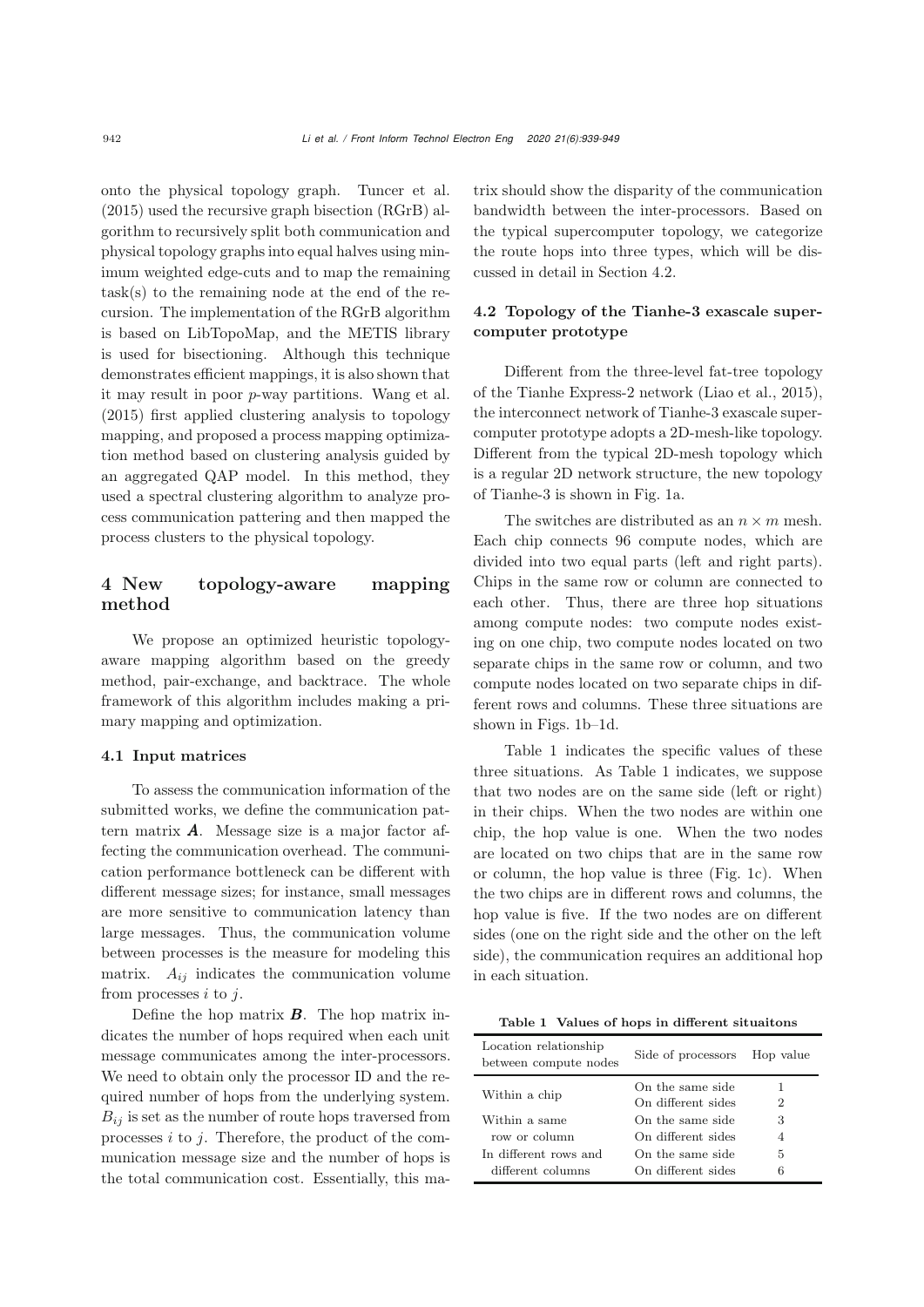onto the physical topology graph. Tuncer et al. (2015) used the recursive graph bisection (RGrB) algorithm to recursively split both communication and physical topology graphs into equal halves using minimum weighted edge-cuts and to map the remaining task(s) to the remaining node at the end of the recursion. The implementation of the RGrB algorithm is based on LibTopoMap, and the METIS library is used for bisectioning. Although this technique demonstrates efficient mappings, it is also shown that it may result in poor $p$-way partitions. Wang et al. (2015) first applied clustering analysis to topology mapping, and proposed a process mapping optimization method based on clustering analysis guided by an aggregated QAP model. In this method, they used a spectral clustering algorithm to analyze process communication pattering and then mapped the process clusters to the physical topology.

## 4 New topology-aware mapping method

We propose an optimized heuristic topology-aware mapping algorithm based on the greedy method, pair-exchange, and backtrace. The whole framework of this algorithm includes making a primary mapping and optimization.

### 4.1 Input matrices

To assess the communication information of the submitted works, we define the communication pattern matrix $\boldsymbol{A}$. Message size is a major factor affecting the communication overhead. The communication performance bottleneck can be different with different message sizes; for instance, small messages are more sensitive to communication latency than large messages. Thus, the communication volume between processes is the measure for modeling this matrix. $A_{ij}$ indicates the communication volume from processes $i$ to $j$.

Define the hop matrix $\boldsymbol{B}$. The hop matrix indicates the number of hops required when each unit message communicates among the inter-processors. We need to obtain only the processor ID and the required number of hops from the underlying system. $B_{ij}$ is set as the number of route hops traversed from processes $i$ to $j$. Therefore, the product of the communication message size and the number of hops is the total communication cost. Essentially, this matrix should show the disparity of the communication bandwidth between the inter-processors. Based on the typical supercomputer topology, we categorize the route hops into three types, which will be discussed in detail in Section 4.2.

### 4.2 Topology of the Tianhe-3 exascale supercomputer prototype

Different from the three-level fat-tree topology of the Tianhe Express-2 network (Liao et al., 2015), the interconnect network of Tianhe-3 exascale supercomputer prototype adopts a 2D-mesh-like topology. Different from the typical 2D-mesh topology which is a regular 2D network structure, the new topology of Tianhe-3 is shown in Fig. 1a.

The switches are distributed as an $n \times m$ mesh. Each chip connects 96 compute nodes, which are divided into two equal parts (left and right parts). Chips in the same row or column are connected to each other. Thus, there are three hop situations among compute nodes: two compute nodes existing on one chip, two compute nodes located on two separate chips in the same row or column, and two compute nodes located on two separate chips in different rows and columns. These three situations are shown in Figs. 1b–1d.

Table 1 indicates the specific values of these three situations. As Table 1 indicates, we suppose that two nodes are on the same side (left or right) in their chips. When the two nodes are within one chip, the hop value is one. When the two nodes are located on two chips that are in the same row or column, the hop value is three (Fig. 1c). When the two chips are in different rows and columns, the hop value is five. If the two nodes are on different sides (one on the right side and the other on the left side), the communication requires an additional hop in each situation.

**Table 1 Values of hops in different situaitons**

| Location relationship between compute nodes | Side of processors | Hop value |
|---|---|---|
| Within a chip | On the same side | 1 |
| | On different sides | 2 |
| Within a same row or column | On the same side | 3 |
| | On different sides | 4 |
| In different rows and different columns | On the same side | 5 |
| | On different sides | 6 |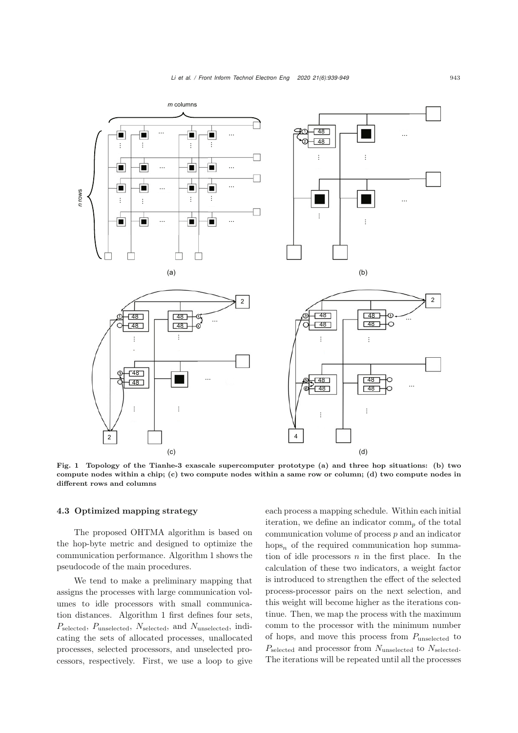Fig. 1 Topology of the Tianhe-3 exascale supercomputer prototype (a) and three hop situations: (b) two compute nodes within a chip; (c) two compute nodes within a same row or column; (d) two compute nodes in different rows and columns

### 4.3 Optimized mapping strategy

The proposed OHTMA algorithm is based on the hop-byte metric and designed to optimize the communication performance. Algorithm 1 shows the pseudocode of the main procedures.

We tend to make a preliminary mapping that assigns the processes with large communication volumes to idle processors with small communication distances. Algorithm 1 first defines four sets, $P_{\text{selected}}$, $P_{\text{unselected}}$, $N_{\text{selected}}$, and $N_{\text{unselected}}$, indicating the sets of allocated processes, unallocated processes, selected processors, and unselected processors, respectively. First, we use a loop to give each process a mapping schedule. Within each initial iteration, we define an indicator $\text{comm}_p$ of the total communication volume of process $p$ and an indicator $\text{hops}_n$ of the required communication hop summation of idle processors $n$ in the first place. In the calculation of these two indicators, a weight factor is introduced to strengthen the effect of the selected process-processor pairs on the next selection, and this weight will become higher as the iterations continue. Then, we map the process with the maximum comm to the processor with the minimum number of hops, and move this process from $P_{\text{unselected}}$ to $P_{\text{selected}}$ and processor from $N_{\text{unselected}}$ to $N_{\text{selected}}$. The iterations will be repeated until all the processes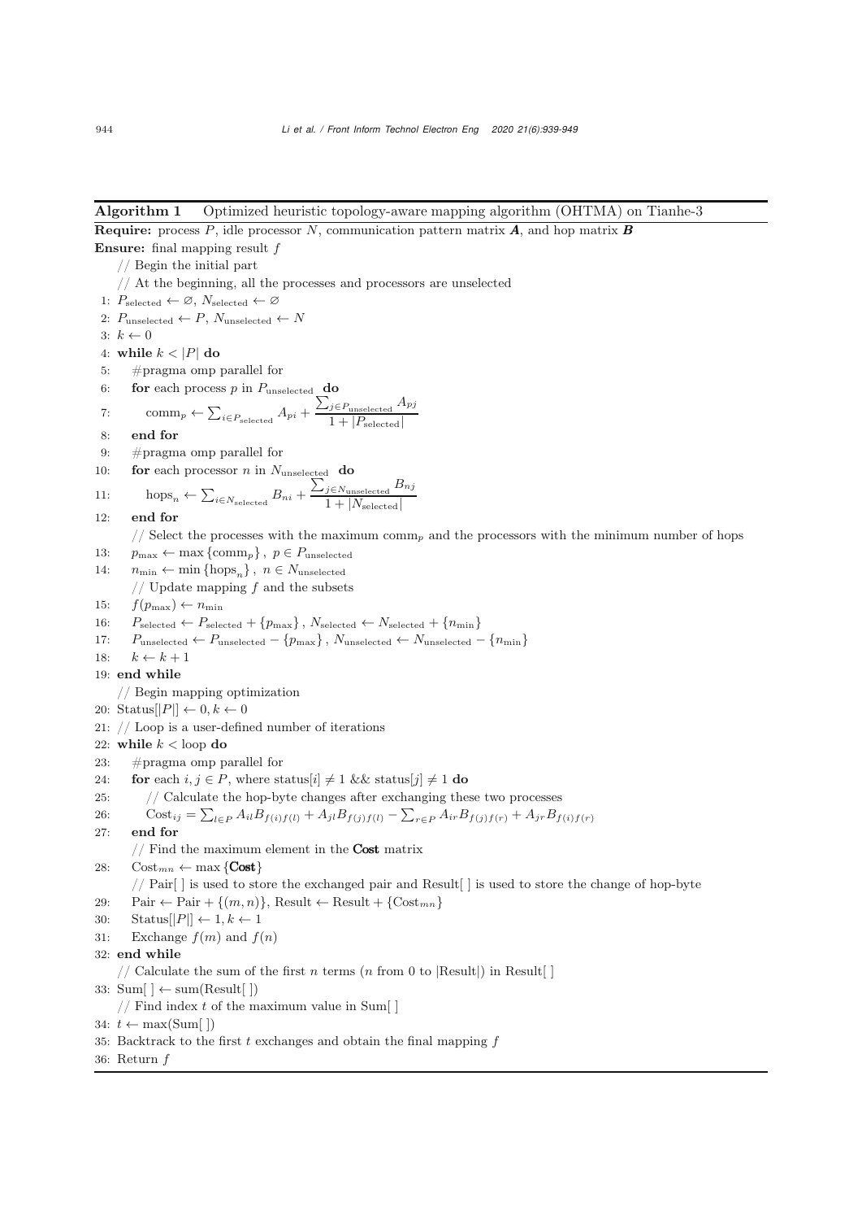**Algorithm 1** Optimized heuristic topology-aware mapping algorithm (OHTMA) on Tianhe-3

**Require:** process $P$, idle processor $N$, communication pattern matrix $\boldsymbol{A}$, and hop matrix $\boldsymbol{B}$

**Ensure:** final mapping result $f$

```
    // Begin the initial part
    // At the beginning, all the processes and processors are unselected
 1: P_selected ← ∅, N_selected ← ∅
 2: P_unselected ← P, N_unselected ← N
 3: k ← 0
 4: while k < |P| do
 5:     #pragma omp parallel for
 6:     for each process p in P_unselected do
 7:         comm_p ← Σ_{i∈P_selected} A_pi + (Σ_{j∈P_unselected} A_pj) / (1 + |P_selected|)
 8:     end for
 9:     #pragma omp parallel for
10:     for each processor n in N_unselected do
11:         hops_n ← Σ_{i∈N_selected} B_ni + (Σ_{j∈N_unselected} B_nj) / (1 + |N_selected|)
12:     end for
        // Select the processes with the maximum comm_p and the processors with the minimum number of hops
13:     p_max ← max {comm_p}, p ∈ P_unselected
14:     n_min ← min {hops_n}, n ∈ N_unselected
        // Update mapping f and the subsets
15:     f(p_max) ← n_min
16:     P_selected ← P_selected + {p_max}, N_selected ← N_selected + {n_min}
17:     P_unselected ← P_unselected − {p_max}, N_unselected ← N_unselected − {n_min}
18:     k ← k + 1
19: end while
    // Begin mapping optimization
20: Status[|P|] ← 0, k ← 0
21: // Loop is a user-defined number of iterations
22: while k < loop do
23:     #pragma omp parallel for
24:     for each i, j ∈ P, where status[i] ≠ 1 && status[j] ≠ 1 do
25:         // Calculate the hop-byte changes after exchanging these two processes
26:         Cost_ij = Σ_{l∈P} A_il B_f(i)f(l) + A_jl B_f(j)f(l) − Σ_{r∈P} A_ir B_f(j)f(r) + A_jr B_f(i)f(r)
27:     end for
        // Find the maximum element in the Cost matrix
28:     Cost_mn ← max {Cost}
        // Pair[ ] is used to store the exchanged pair and Result[ ] is used to store the change of hop-byte
29:     Pair ← Pair + {(m, n)}, Result ← Result + {Cost_mn}
30:     Status[|P|] ← 1, k ← 1
31:     Exchange f(m) and f(n)
32: end while
    // Calculate the sum of the first n terms (n from 0 to |Result|) in Result[ ]
33: Sum[ ] ← sum(Result[ ])
    // Find index t of the maximum value in Sum[ ]
34: t ← max(Sum[ ])
35: Backtrack to the first t exchanges and obtain the final mapping f
36: Return f
```

Where line 7 is $\mathrm{comm}_p \leftarrow \sum_{i \in P_{\mathrm{selected}}} A_{pi} + \dfrac{\sum_{j \in P_{\mathrm{unselected}}} A_{pj}}{1 + |P_{\mathrm{selected}}|}$, line 11 is $\mathrm{hops}_n \leftarrow \sum_{i \in N_{\mathrm{selected}}} B_{ni} + \dfrac{\sum_{j \in N_{\mathrm{unselected}}} B_{nj}}{1 + |N_{\mathrm{selected}}|}$, and line 26 is $\mathrm{Cost}_{ij} = \sum_{l \in P} A_{il} B_{f(i)f(l)} + A_{jl} B_{f(j)f(l)} - \sum_{r \in P} A_{ir} B_{f(j)f(r)} + A_{jr} B_{f(i)f(r)}$.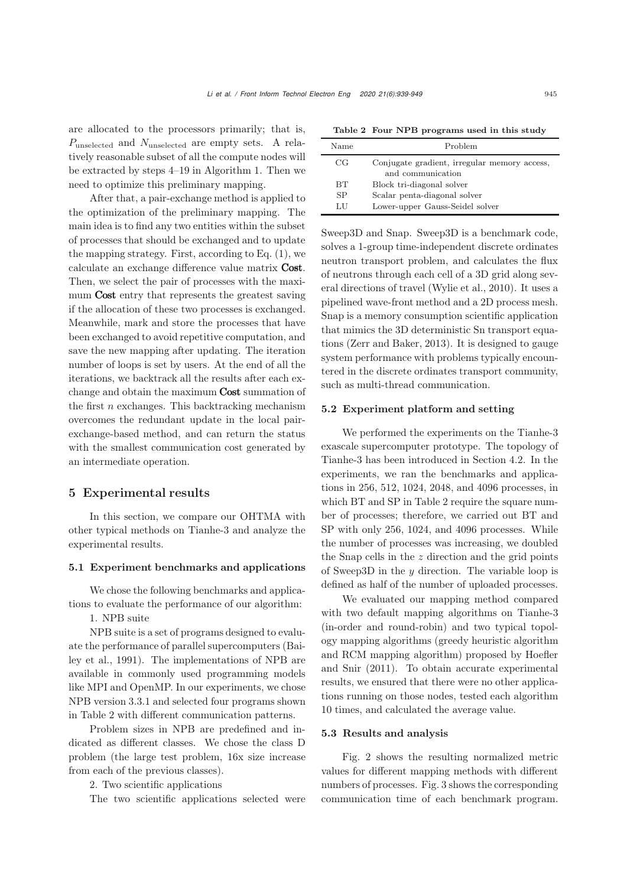are allocated to the processors primarily; that is, $P_{\text{unselected}}$ and $N_{\text{unselected}}$ are empty sets. A relatively reasonable subset of all the compute nodes will be extracted by steps 4–19 in Algorithm 1. Then we need to optimize this preliminary mapping.

After that, a pair-exchange method is applied to the optimization of the preliminary mapping. The main idea is to find any two entities within the subset of processes that should be exchanged and to update the mapping strategy. First, according to Eq. (1), we calculate an exchange difference value matrix **Cost**. Then, we select the pair of processes with the maximum **Cost** entry that represents the greatest saving if the allocation of these two processes is exchanged. Meanwhile, mark and store the processes that have been exchanged to avoid repetitive computation, and save the new mapping after updating. The iteration number of loops is set by users. At the end of all the iterations, we backtrack all the results after each exchange and obtain the maximum **Cost** summation of the first $n$ exchanges. This backtracking mechanism overcomes the redundant update in the local pair-exchange-based method, and can return the status with the smallest communication cost generated by an intermediate operation.

## 5 Experimental results

In this section, we compare our OHTMA with other typical methods on Tianhe-3 and analyze the experimental results.

### 5.1 Experiment benchmarks and applications

We chose the following benchmarks and applications to evaluate the performance of our algorithm:

1. NPB suite

NPB suite is a set of programs designed to evaluate the performance of parallel supercomputers (Bailey et al., 1991). The implementations of NPB are available in commonly used programming models like MPI and OpenMP. In our experiments, we chose NPB version 3.3.1 and selected four programs shown in Table 2 with different communication patterns.

**Table 2 Four NPB programs used in this study**

| Name | Problem |
|---|---|
| CG | Conjugate gradient, irregular memory access, and communication |
| BT | Block tri-diagonal solver |
| SP | Scalar penta-diagonal solver |
| LU | Lower-upper Gauss-Seidel solver |

Problem sizes in NPB are predefined and indicated as different classes. We chose the class D problem (the large test problem, 16x size increase from each of the previous classes).

2. Two scientific applications

The two scientific applications selected were Sweep3D and Snap. Sweep3D is a benchmark code, solves a 1-group time-independent discrete ordinates neutron transport problem, and calculates the flux of neutrons through each cell of a 3D grid along several directions of travel (Wylie et al., 2010). It uses a pipelined wave-front method and a 2D process mesh. Snap is a memory consumption scientific application that mimics the 3D deterministic Sn transport equations (Zerr and Baker, 2013). It is designed to gauge system performance with problems typically encountered in the discrete ordinates transport community, such as multi-thread communication.

### 5.2 Experiment platform and setting

We performed the experiments on the Tianhe-3 exascale supercomputer prototype. The topology of Tianhe-3 has been introduced in Section 4.2. In the experiments, we ran the benchmarks and applications in 256, 512, 1024, 2048, and 4096 processes, in which BT and SP in Table 2 require the square number of processes; therefore, we carried out BT and SP with only 256, 1024, and 4096 processes. While the number of processes was increasing, we doubled the Snap cells in the $z$ direction and the grid points of Sweep3D in the $y$ direction. The variable loop is defined as half of the number of uploaded processes.

We evaluated our mapping method compared with two default mapping algorithms on Tianhe-3 (in-order and round-robin) and two typical topology mapping algorithms (greedy heuristic algorithm and RCM mapping algorithm) proposed by Hoefler and Snir (2011). To obtain accurate experimental results, we ensured that there were no other applications running on those nodes, tested each algorithm 10 times, and calculated the average value.

### 5.3 Results and analysis

Fig. 2 shows the resulting normalized metric values for different mapping methods with different numbers of processes. Fig. 3 shows the corresponding communication time of each benchmark program.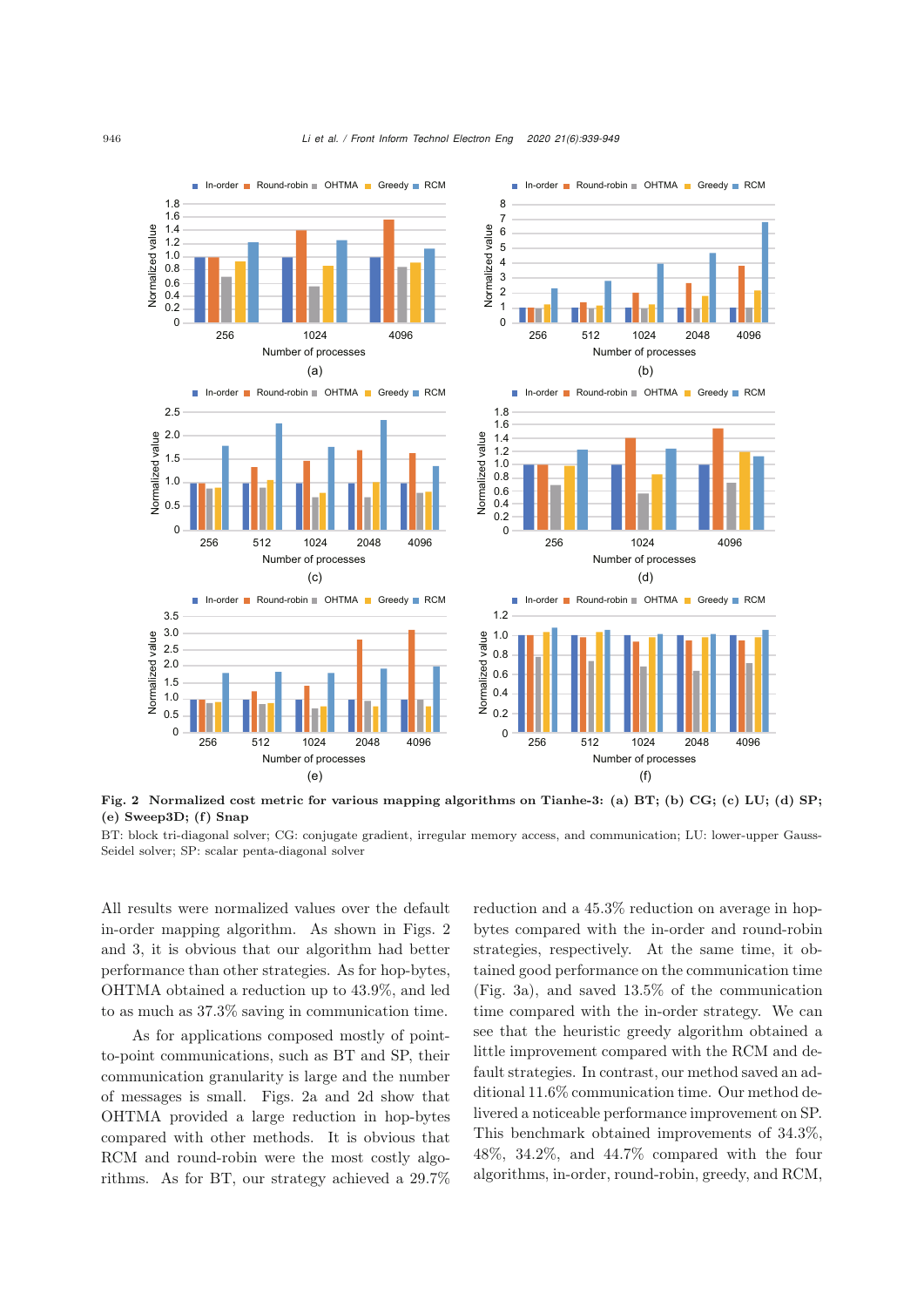**Fig. 2 Normalized cost metric for various mapping algorithms on Tianhe-3: (a) BT; (b) CG; (c) LU; (d) SP; (e) Sweep3D; (f) Snap**

BT: block tri-diagonal solver; CG: conjugate gradient, irregular memory access, and communication; LU: lower-upper Gauss-Seidel solver; SP: scalar penta-diagonal solver

All results were normalized values over the default in-order mapping algorithm. As shown in Figs. 2 and 3, it is obvious that our algorithm had better performance than other strategies. As for hop-bytes, OHTMA obtained a reduction up to 43.9%, and led to as much as 37.3% saving in communication time.

As for applications composed mostly of point-to-point communications, such as BT and SP, their communication granularity is large and the number of messages is small. Figs. 2a and 2d show that OHTMA provided a large reduction in hop-bytes compared with other methods. It is obvious that RCM and round-robin were the most costly algorithms. As for BT, our strategy achieved a 29.7% reduction and a 45.3% reduction on average in hop-bytes compared with the in-order and round-robin strategies, respectively. At the same time, it obtained good performance on the communication time (Fig. 3a), and saved 13.5% of the communication time compared with the in-order strategy. We can see that the heuristic greedy algorithm obtained a little improvement compared with the RCM and default strategies. In contrast, our method saved an additional 11.6% communication time. Our method delivered a noticeable performance improvement on SP. This benchmark obtained improvements of 34.3%, 48%, 34.2%, and 44.7% compared with the four algorithms, in-order, round-robin, greedy, and RCM,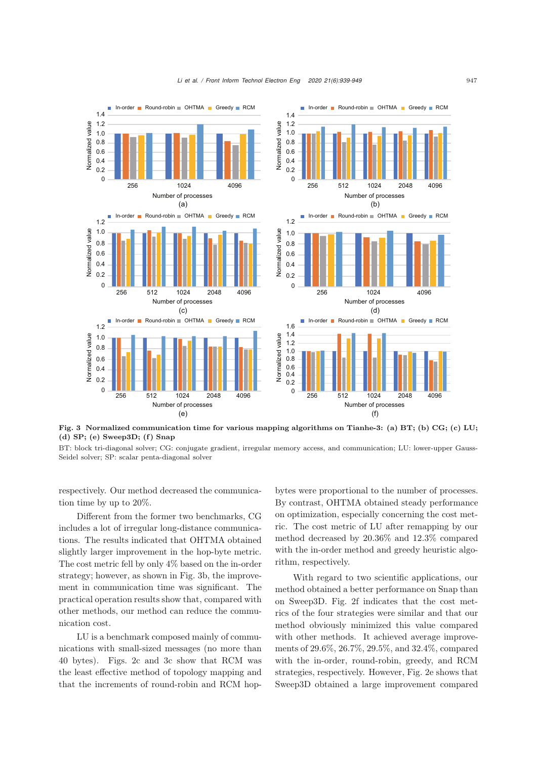Fig. 3 **Normalized communication time for various mapping algorithms on Tianhe-3: (a) BT; (b) CG; (c) LU; (d) SP; (e) Sweep3D; (f) Snap**

BT: block tri-diagonal solver; CG: conjugate gradient, irregular memory access, and communication; LU: lower-upper Gauss-Seidel solver; SP: scalar penta-diagonal solver

respectively. Our method decreased the communication time by up to 20%.

Different from the former two benchmarks, CG includes a lot of irregular long-distance communications. The results indicated that OHTMA obtained slightly larger improvement in the hop-byte metric. The cost metric fell by only 4% based on the in-order strategy; however, as shown in Fig. 3b, the improvement in communication time was significant. The practical operation results show that, compared with other methods, our method can reduce the communication cost.

LU is a benchmark composed mainly of communications with small-sized messages (no more than 40 bytes). Figs. 2c and 3c show that RCM was the least effective method of topology mapping and that the increments of round-robin and RCM hop-bytes were proportional to the number of processes. By contrast, OHTMA obtained steady performance on optimization, especially concerning the cost metric. The cost metric of LU after remapping by our method decreased by 20.36% and 12.3% compared with the in-order method and greedy heuristic algorithm, respectively.

With regard to two scientific applications, our method obtained a better performance on Snap than on Sweep3D. Fig. 2f indicates that the cost metrics of the four strategies were similar and that our method obviously minimized this value compared with other methods. It achieved average improvements of 29.6%, 26.7%, 29.5%, and 32.4%, compared with the in-order, round-robin, greedy, and RCM strategies, respectively. However, Fig. 2e shows that Sweep3D obtained a large improvement compared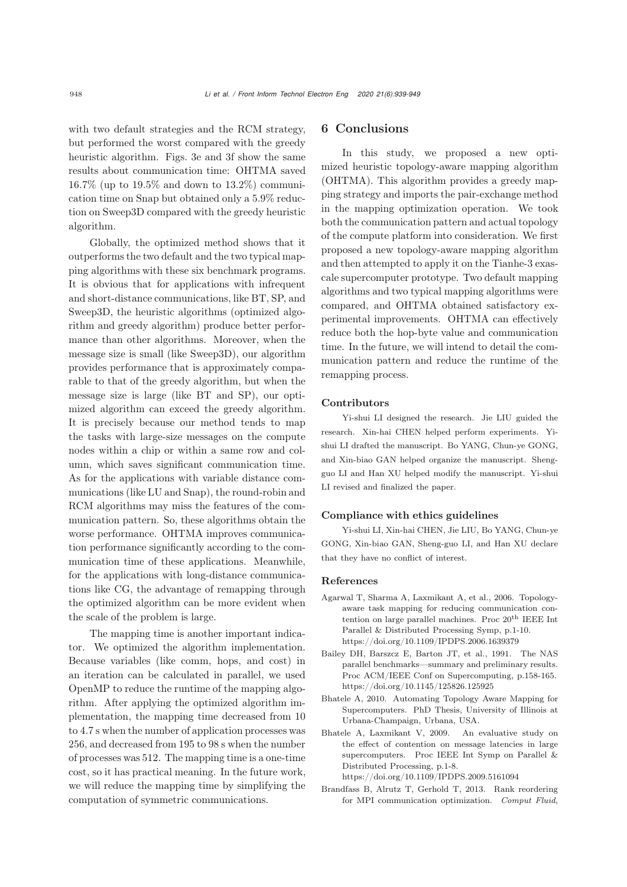with two default strategies and the RCM strategy, but performed the worst compared with the greedy heuristic algorithm. Figs. 3e and 3f show the same results about communication time: OHTMA saved 16.7% (up to 19.5% and down to 13.2%) communication time on Snap but obtained only a 5.9% reduction on Sweep3D compared with the greedy heuristic algorithm.

Globally, the optimized method shows that it outperforms the two default and the two typical mapping algorithms with these six benchmark programs. It is obvious that for applications with infrequent and short-distance communications, like BT, SP, and Sweep3D, the heuristic algorithms (optimized algorithm and greedy algorithm) produce better performance than other algorithms. Moreover, when the message size is small (like Sweep3D), our algorithm provides performance that is approximately comparable to that of the greedy algorithm, but when the message size is large (like BT and SP), our optimized algorithm can exceed the greedy algorithm. It is precisely because our method tends to map the tasks with large-size messages on the compute nodes within a chip or within a same row and column, which saves significant communication time. As for the applications with variable distance communications (like LU and Snap), the round-robin and RCM algorithms may miss the features of the communication pattern. So, these algorithms obtain the worse performance. OHTMA improves communication performance significantly according to the communication time of these applications. Meanwhile, for the applications with long-distance communications like CG, the advantage of remapping through the optimized algorithm can be more evident when the scale of the problem is large.

The mapping time is another important indicator. We optimized the algorithm implementation. Because variables (like comm, hops, and cost) in an iteration can be calculated in parallel, we used OpenMP to reduce the runtime of the mapping algorithm. After applying the optimized algorithm implementation, the mapping time decreased from 10 to 4.7 s when the number of application processes was 256, and decreased from 195 to 98 s when the number of processes was 512. The mapping time is a one-time cost, so it has practical meaning. In the future work, we will reduce the mapping time by simplifying the computation of symmetric communications.

## 6 Conclusions

In this study, we proposed a new optimized heuristic topology-aware mapping algorithm (OHTMA). This algorithm provides a greedy mapping strategy and imports the pair-exchange method in the mapping optimization operation. We took both the communication pattern and actual topology of the compute platform into consideration. We first proposed a new topology-aware mapping algorithm and then attempted to apply it on the Tianhe-3 exascale supercomputer prototype. Two default mapping algorithms and two typical mapping algorithms were compared, and OHTMA obtained satisfactory experimental improvements. OHTMA can effectively reduce both the hop-byte value and communication time. In the future, we will intend to detail the communication pattern and reduce the runtime of the remapping process.

### Contributors

Yi-shui LI designed the research. Jie LIU guided the research. Xin-hai CHEN helped perform experiments. Yi-shui LI drafted the manuscript. Bo YANG, Chun-ye GONG, and Xin-biao GAN helped organize the manuscript. Sheng-guo LI and Han XU helped modify the manuscript. Yi-shui LI revised and finalized the paper.

### Compliance with ethics guidelines

Yi-shui LI, Xin-hai CHEN, Jie LIU, Bo YANG, Chun-ye GONG, Xin-biao GAN, Sheng-guo LI, and Han XU declare that they have no conflict of interest.

### References

Agarwal T, Sharma A, Laxmikant A, et al., 2006. Topology-aware task mapping for reducing communication contention on large parallel machines. Proc 20th IEEE Int Parallel & Distributed Processing Symp, p.1-10. https://doi.org/10.1109/IPDPS.2006.1639379

Bailey DH, Barszcz E, Barton JT, et al., 1991. The NAS parallel benchmarks—summary and preliminary results. Proc ACM/IEEE Conf on Supercomputing, p.158-165. https://doi.org/10.1145/125826.125925

Bhatele A, 2010. Automating Topology Aware Mapping for Supercomputers. PhD Thesis, University of Illinois at Urbana-Champaign, Urbana, USA.

Bhatele A, Laxmikant V, 2009. An evaluative study on the effect of contention on message latencies in large supercomputers. Proc IEEE Int Symp on Parallel & Distributed Processing, p.1-8. https://doi.org/10.1109/IPDPS.2009.5161094

Brandfass B, Alrutz T, Gerhold T, 2013. Rank reordering for MPI communication optimization. *Comput Fluid*,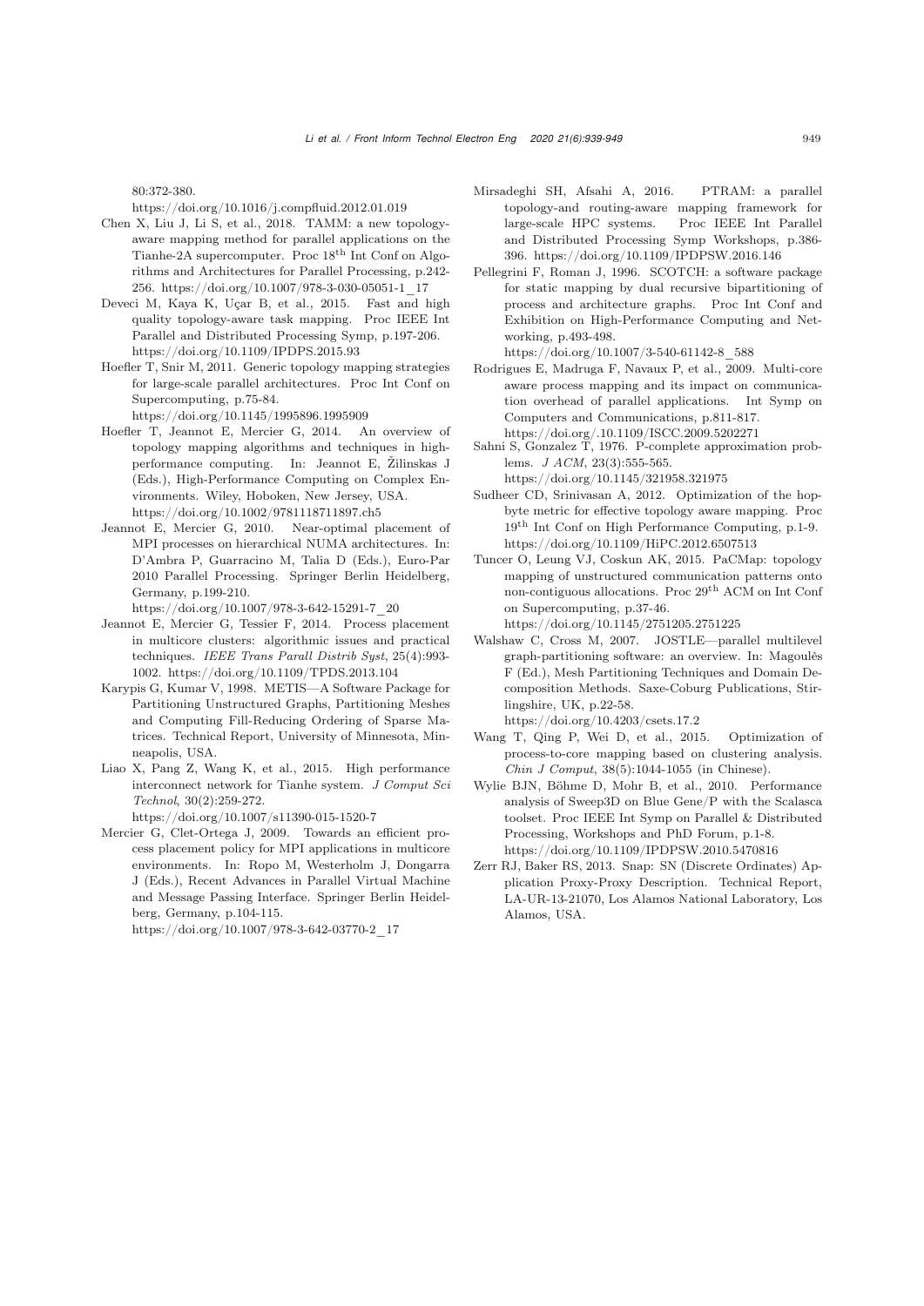80:372-380.
https://doi.org/10.1016/j.compfluid.2012.01.019

Chen X, Liu J, Li S, et al., 2018. TAMM: a new topology-aware mapping method for parallel applications on the Tianhe-2A supercomputer. Proc 18th Int Conf on Algorithms and Architectures for Parallel Processing, p.242-256. https://doi.org/10.1007/978-3-030-05051-1_17

Deveci M, Kaya K, Uçar B, et al., 2015. Fast and high quality topology-aware task mapping. Proc IEEE Int Parallel and Distributed Processing Symp, p.197-206. https://doi.org/10.1109/IPDPS.2015.93

Hoefler T, Snir M, 2011. Generic topology mapping strategies for large-scale parallel architectures. Proc Int Conf on Supercomputing, p.75-84.
https://doi.org/10.1145/1995896.1995909

Hoefler T, Jeannot E, Mercier G, 2014. An overview of topology mapping algorithms and techniques in high-performance computing. In: Jeannot E, Žilinskas J (Eds.), High-Performance Computing on Complex Environments. Wiley, Hoboken, New Jersey, USA.
https://doi.org/10.1002/9781118711897.ch5

Jeannot E, Mercier G, 2010. Near-optimal placement of MPI processes on hierarchical NUMA architectures. In: D'Ambra P, Guarracino M, Talia D (Eds.), Euro-Par 2010 Parallel Processing. Springer Berlin Heidelberg, Germany, p.199-210.
https://doi.org/10.1007/978-3-642-15291-7_20

Jeannot E, Mercier G, Tessier F, 2014. Process placement in multicore clusters: algorithmic issues and practical techniques. *IEEE Trans Parall Distrib Syst*, 25(4):993-1002. https://doi.org/10.1109/TPDS.2013.104

Karypis G, Kumar V, 1998. METIS—A Software Package for Partitioning Unstructured Graphs, Partitioning Meshes and Computing Fill-Reducing Ordering of Sparse Matrices. Technical Report, University of Minnesota, Minneapolis, USA.

Liao X, Pang Z, Wang K, et al., 2015. High performance interconnect network for Tianhe system. *J Comput Sci Technol*, 30(2):259-272.
https://doi.org/10.1007/s11390-015-1520-7

Mercier G, Clet-Ortega J, 2009. Towards an efficient process placement policy for MPI applications in multicore environments. In: Ropo M, Westerholm J, Dongarra J (Eds.), Recent Advances in Parallel Virtual Machine and Message Passing Interface. Springer Berlin Heidelberg, Germany, p.104-115.
https://doi.org/10.1007/978-3-642-03770-2_17

Mirsadeghi SH, Afsahi A, 2016. PTRAM: a parallel topology-and routing-aware mapping framework for large-scale HPC systems. Proc IEEE Int Parallel and Distributed Processing Symp Workshops, p.386-396. https://doi.org/10.1109/IPDPSW.2016.146

Pellegrini F, Roman J, 1996. SCOTCH: a software package for static mapping by dual recursive bipartitioning of process and architecture graphs. Proc Int Conf and Exhibition on High-Performance Computing and Networking, p.493-498.
https://doi.org/10.1007/3-540-61142-8_588

Rodrigues E, Madruga F, Navaux P, et al., 2009. Multi-core aware process mapping and its impact on communication overhead of parallel applications. Int Symp on Computers and Communications, p.811-817.
https://doi.org/.10.1109/ISCC.2009.5202271

Sahni S, Gonzalez T, 1976. P-complete approximation problems. *J ACM*, 23(3):555-565.
https://doi.org/10.1145/321958.321975

Sudheer CD, Srinivasan A, 2012. Optimization of the hop-byte metric for effective topology aware mapping. Proc 19th Int Conf on High Performance Computing, p.1-9.
https://doi.org/10.1109/HiPC.2012.6507513

Tuncer O, Leung VJ, Coskun AK, 2015. PaCMap: topology mapping of unstructured communication patterns onto non-contiguous allocations. Proc 29th ACM on Int Conf on Supercomputing, p.37-46.
https://doi.org/10.1145/2751205.2751225

Walshaw C, Cross M, 2007. JOSTLE—parallel multilevel graph-partitioning software: an overview. In: Magoulès F (Ed.), Mesh Partitioning Techniques and Domain Decomposition Methods. Saxe-Coburg Publications, Stirlingshire, UK, p.22-58.
https://doi.org/10.4203/csets.17.2

Wang T, Qing P, Wei D, et al., 2015. Optimization of process-to-core mapping based on clustering analysis. *Chin J Comput*, 38(5):1044-1055 (in Chinese).

Wylie BJN, Böhme D, Mohr B, et al., 2010. Performance analysis of Sweep3D on Blue Gene/P with the Scalasca toolset. Proc IEEE Int Symp on Parallel & Distributed Processing, Workshops and PhD Forum, p.1-8.
https://doi.org/10.1109/IPDPSW.2010.5470816

Zerr RJ, Baker RS, 2013. Snap: SN (Discrete Ordinates) Application Proxy-Proxy Description. Technical Report, LA-UR-13-21070, Los Alamos National Laboratory, Los Alamos, USA.